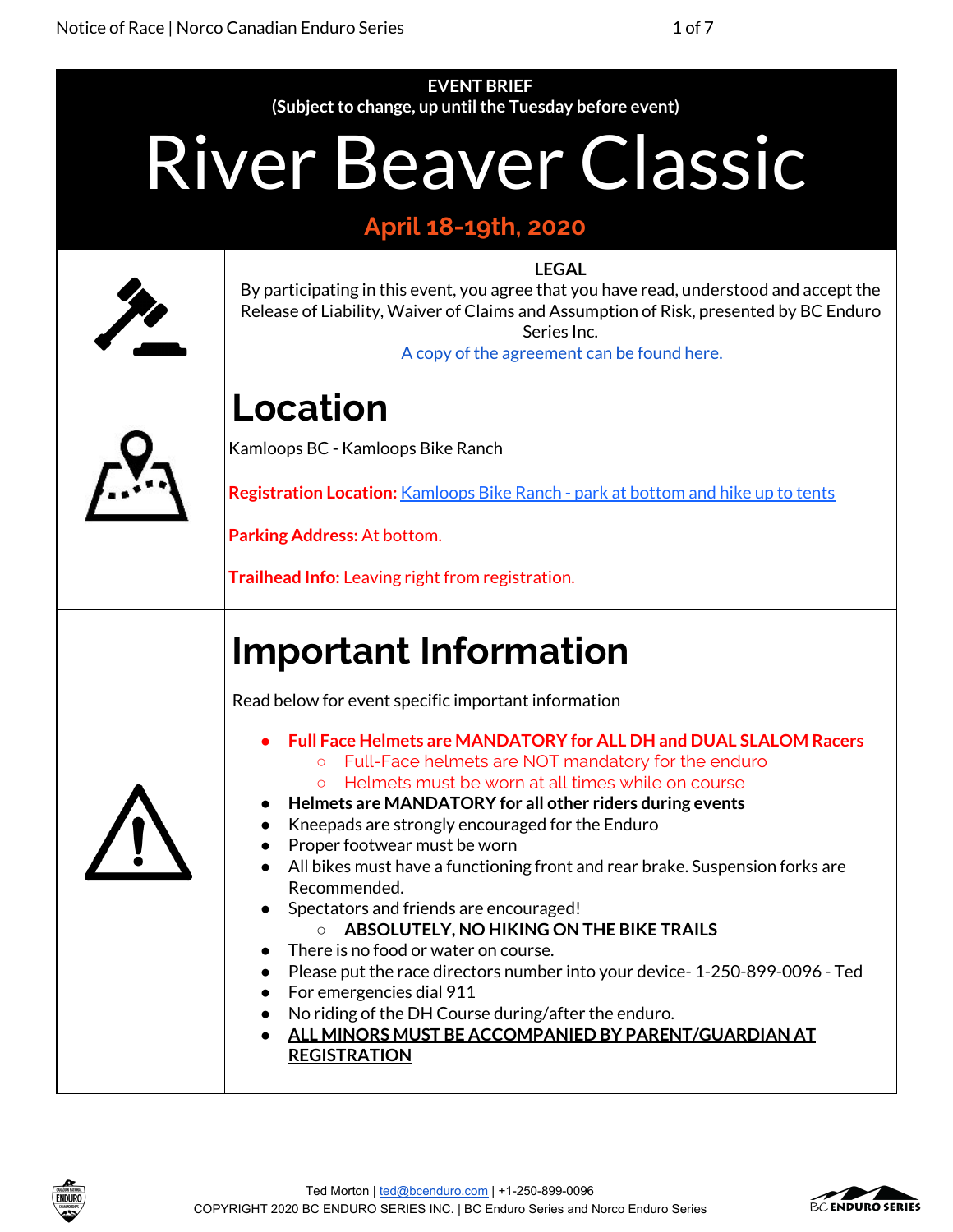EVENT BRIEF
(Subject to change, up until the Tuesday before event)

# River Beaver Classic

**April 18-19th, 2020**

**LEGAL**

By participating in this event, you agree that you have read, understood and accept the Release of Liability, Waiver of Claims and Assumption of Risk, presented by BC Enduro Series Inc.

A copy of the agreement can be found here.

## Location

Kamloops BC - Kamloops Bike Ranch

**Registration Location:** Kamloops Bike Ranch - park at bottom and hike up to tents

**Parking Address:** At bottom.

**Trailhead Info:** Leaving right from registration.

## Important Information

Read below for event specific important information

- **Full Face Helmets are MANDATORY for ALL DH and DUAL SLALOM Racers**
  - Full-Face helmets are NOT mandatory for the enduro
  - Helmets must be worn at all times while on course
- **Helmets are MANDATORY for all other riders during events**
- Kneepads are strongly encouraged for the Enduro
- Proper footwear must be worn
- All bikes must have a functioning front and rear brake. Suspension forks are Recommended.
- Spectators and friends are encouraged!
  - **ABSOLUTELY, NO HIKING ON THE BIKE TRAILS**
- There is no food or water on course.
- Please put the race directors number into your device- 1-250-899-0096 - Ted
- For emergencies dial 911
- No riding of the DH Course during/after the enduro.
- **ALL MINORS MUST BE ACCOMPANIED BY PARENT/GUARDIAN AT REGISTRATION**

Ted Morton | ted@bcenduro.com | +1-250-899-0096
COPYRIGHT 2020 BC ENDURO SERIES INC. | BC Enduro Series and Norco Enduro Series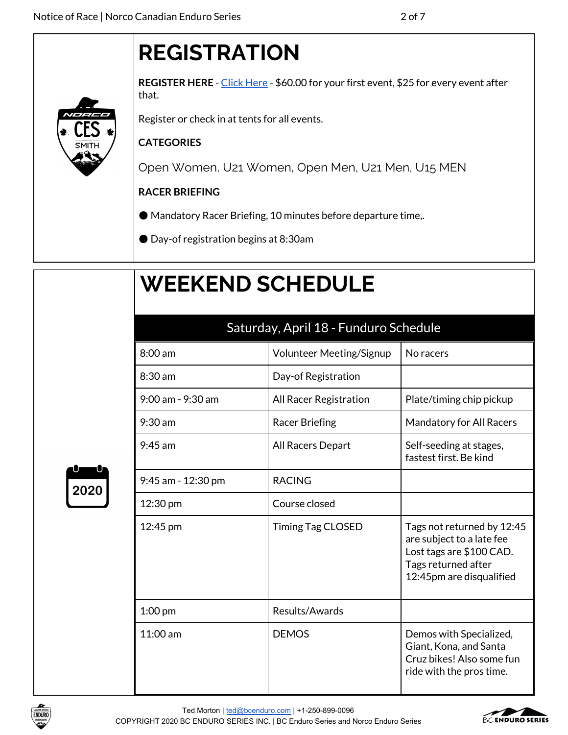# REGISTRATION

**REGISTER HERE** - Click Here - $60.00 for your first event, $25 for every event after that.

Register or check in at tents for all events.

**CATEGORIES**

Open Women, U21 Women, Open Men, U21 Men, U15 MEN

**RACER BRIEFING**

- Mandatory Racer Briefing, 10 minutes before departure time,.
- Day-of registration begins at 8:30am

# WEEKEND SCHEDULE

| Saturday, April 18 - Funduro Schedule | | |
|---|---|---|
| 8:00 am | Volunteer Meeting/Signup | No racers |
| 8:30 am | Day-of Registration | |
| 9:00 am - 9:30 am | All Racer Registration | Plate/timing chip pickup |
| 9:30 am | Racer Briefing | Mandatory for All Racers |
| 9:45 am | All Racers Depart | Self-seeding at stages, fastest first. Be kind |
| 9:45 am - 12:30 pm | RACING | |
| 12:30 pm | Course closed | |
| 12:45 pm | Timing Tag CLOSED | Tags not returned by 12:45 are subject to a late fee Lost tags are $100 CAD. Tags returned after 12:45pm are disqualified |
| 1:00 pm | Results/Awards | |
| 11:00 am | DEMOS | Demos with Specialized, Giant, Kona, and Santa Cruz bikes! Also some fun ride with the pros time. |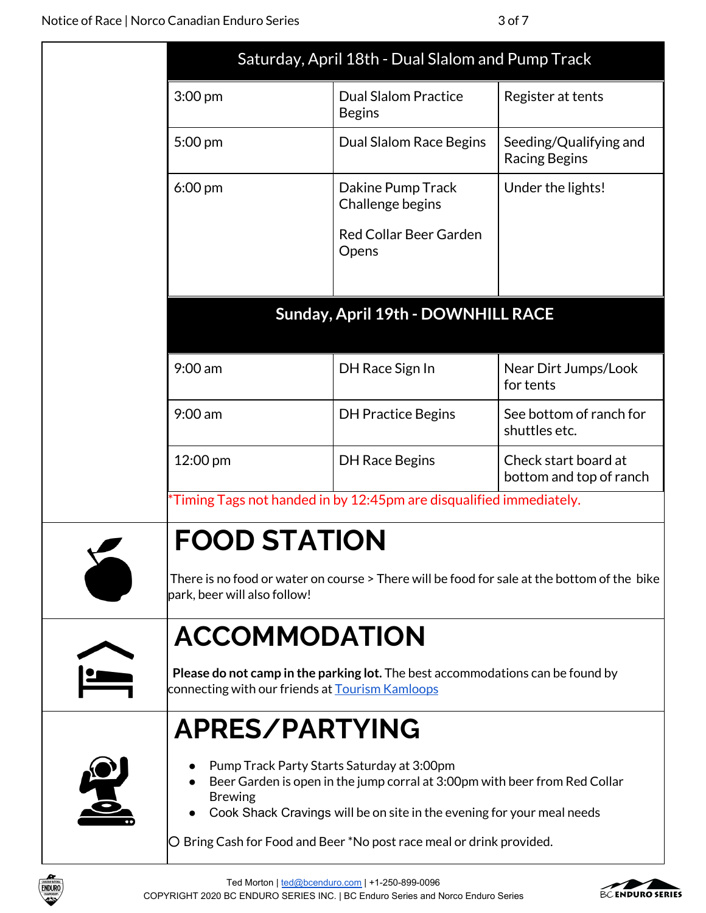| Saturday, April 18th - Dual Slalom and Pump Track | | |
|---|---|---|
| 3:00 pm | Dual Slalom Practice Begins | Register at tents |
| 5:00 pm | Dual Slalom Race Begins | Seeding/Qualifying and Racing Begins |
| 6:00 pm | Dakine Pump Track Challenge begins<br><br>Red Collar Beer Garden Opens | Under the lights! |

| Sunday, April 19th - DOWNHILL RACE | | |
|---|---|---|
| 9:00 am | DH Race Sign In | Near Dirt Jumps/Look for tents |
| 9:00 am | DH Practice Begins | See bottom of ranch for shuttles etc. |
| 12:00 pm | DH Race Begins | Check start board at bottom and top of ranch |

*Timing Tags not handed in by 12:45pm are disqualified immediately.

# FOOD STATION

There is no food or water on course > There will be food for sale at the bottom of the bike park, beer will also follow!

# ACCOMMODATION

**Please do not camp in the parking lot.** The best accommodations can be found by connecting with our friends at [Tourism Kamloops]

# APRES/PARTYING

- Pump Track Party Starts Saturday at 3:00pm
- Beer Garden is open in the jump corral at 3:00pm with beer from Red Collar Brewing
- Cook Shack Cravings will be on site in the evening for your meal needs

○ Bring Cash for Food and Beer *No post race meal or drink provided.

Ted Morton | ted@bcenduro.com | +1-250-899-0096

COPYRIGHT 2020 BC ENDURO SERIES INC. | BC Enduro Series and Norco Enduro Series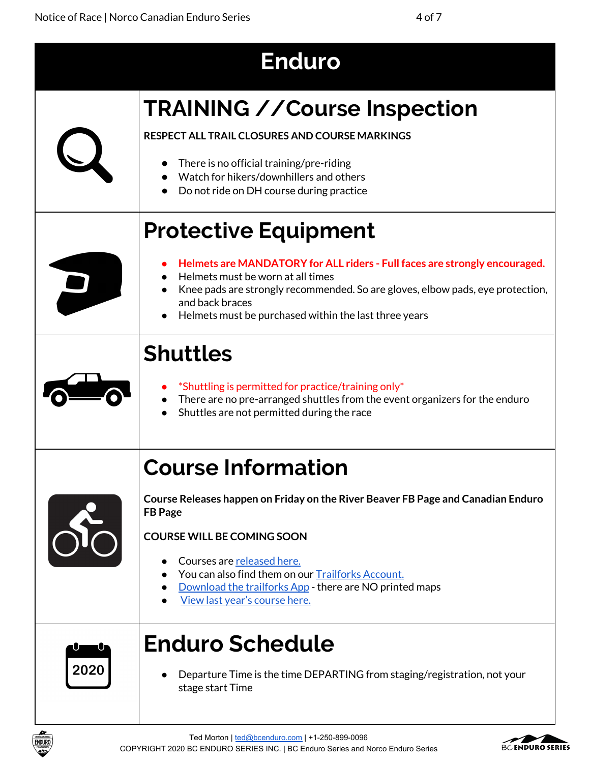# Enduro

## TRAINING //Course Inspection

**RESPECT ALL TRAIL CLOSURES AND COURSE MARKINGS**

- There is no official training/pre-riding
- Watch for hikers/downhillers and others
- Do not ride on DH course during practice

## Protective Equipment

- **Helmets are MANDATORY for ALL riders - Full faces are strongly encouraged.**
- Helmets must be worn at all times
- Knee pads are strongly recommended. So are gloves, elbow pads, eye protection, and back braces
- Helmets must be purchased within the last three years

## Shuttles

- *Shuttling is permitted for practice/training only*
- There are no pre-arranged shuttles from the event organizers for the enduro
- Shuttles are not permitted during the race

## Course Information

**Course Releases happen on Friday on the River Beaver FB Page and Canadian Enduro FB Page**

**COURSE WILL BE COMING SOON**

- Courses are released here.
- You can also find them on our Trailforks Account.
- Download the trailforks App - there are NO printed maps
- View last year's course here.

## Enduro Schedule

- Departure Time is the time DEPARTING from staging/registration, not your stage start Time

Ted Morton | ted@bcenduro.com | +1-250-899-0096
COPYRIGHT 2020 BC ENDURO SERIES INC. | BC Enduro Series and Norco Enduro Series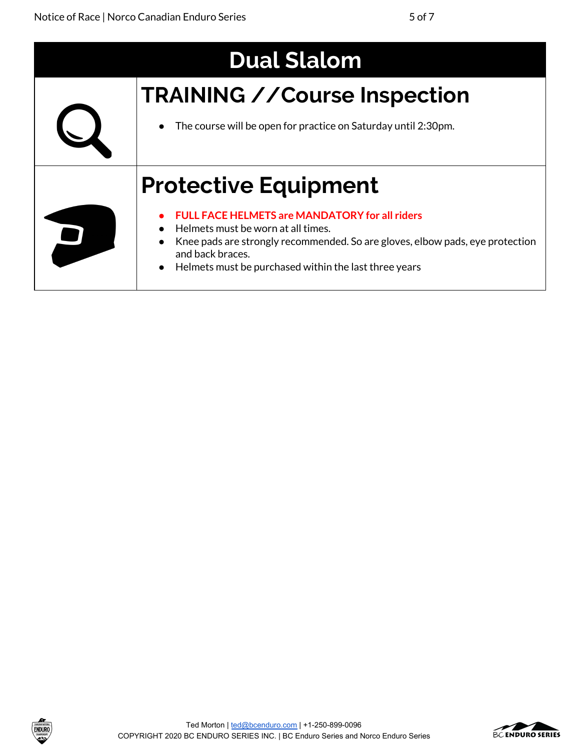# Dual Slalom

## TRAINING //Course Inspection

- The course will be open for practice on Saturday until 2:30pm.

## Protective Equipment

- **FULL FACE HELMETS are MANDATORY for all riders**
- Helmets must be worn at all times.
- Knee pads are strongly recommended. So are gloves, elbow pads, eye protection and back braces.
- Helmets must be purchased within the last three years

Ted Morton | ted@bcenduro.com | +1-250-899-0096
COPYRIGHT 2020 BC ENDURO SERIES INC. | BC Enduro Series and Norco Enduro Series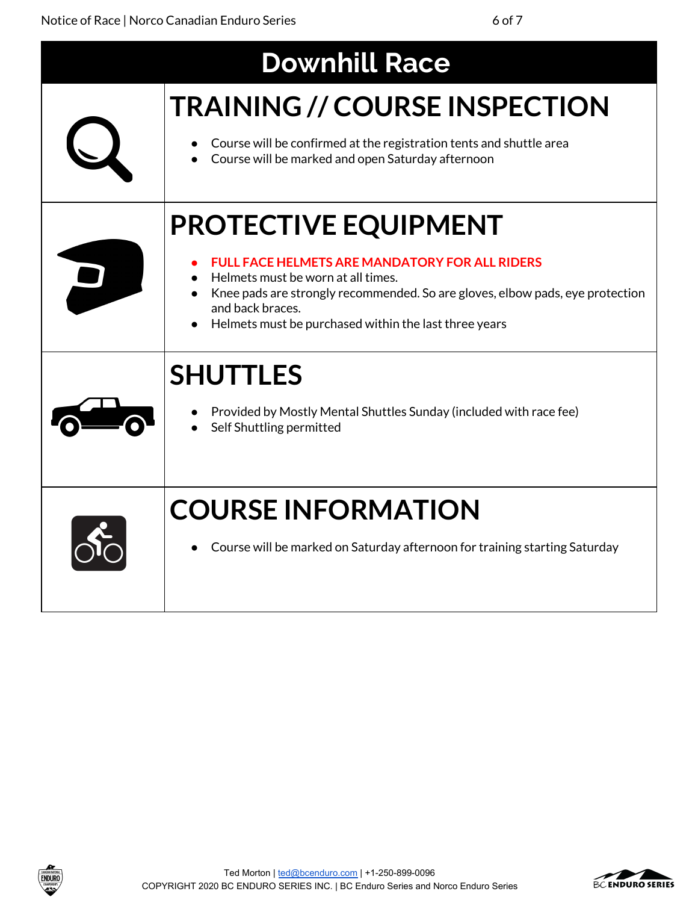# Downhill Race

## TRAINING // COURSE INSPECTION

- Course will be confirmed at the registration tents and shuttle area
- Course will be marked and open Saturday afternoon

## PROTECTIVE EQUIPMENT

- **FULL FACE HELMETS ARE MANDATORY FOR ALL RIDERS**
- Helmets must be worn at all times.
- Knee pads are strongly recommended. So are gloves, elbow pads, eye protection and back braces.
- Helmets must be purchased within the last three years

## SHUTTLES

- Provided by Mostly Mental Shuttles Sunday (included with race fee)
- Self Shuttling permitted

## COURSE INFORMATION

- Course will be marked on Saturday afternoon for training starting Saturday

Ted Morton | ted@bcenduro.com | +1-250-899-0096
COPYRIGHT 2020 BC ENDURO SERIES INC. | BC Enduro Series and Norco Enduro Series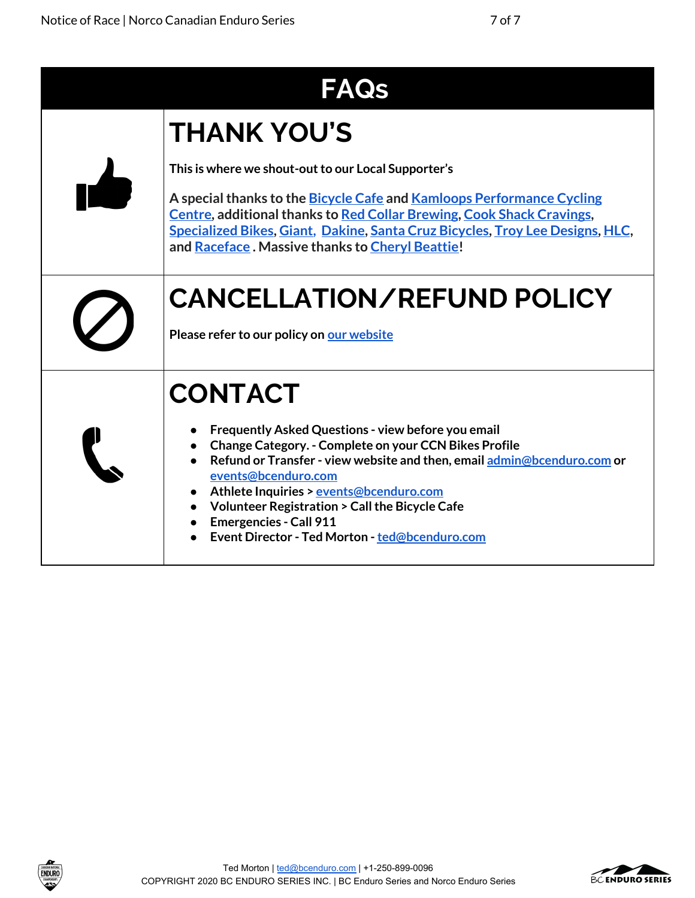# FAQs

## THANK YOU'S

**This is where we shout-out to our Local Supporter's**

**A special thanks to the Bicycle Cafe and Kamloops Performance Cycling Centre, additional thanks to Red Collar Brewing, Cook Shack Cravings, Specialized Bikes, Giant, Dakine, Santa Cruz Bicycles, Troy Lee Designs, HLC, and Raceface . Massive thanks to Cheryl Beattie!**

## CANCELLATION/REFUND POLICY

**Please refer to our policy on our website**

## CONTACT

- **Frequently Asked Questions - view before you email**
- **Change Category. - Complete on your CCN Bikes Profile**
- **Refund or Transfer - view website and then, email admin@bcenduro.com or events@bcenduro.com**
- **Athlete Inquiries > events@bcenduro.com**
- **Volunteer Registration > Call the Bicycle Cafe**
- **Emergencies - Call 911**
- **Event Director - Ted Morton - ted@bcenduro.com**